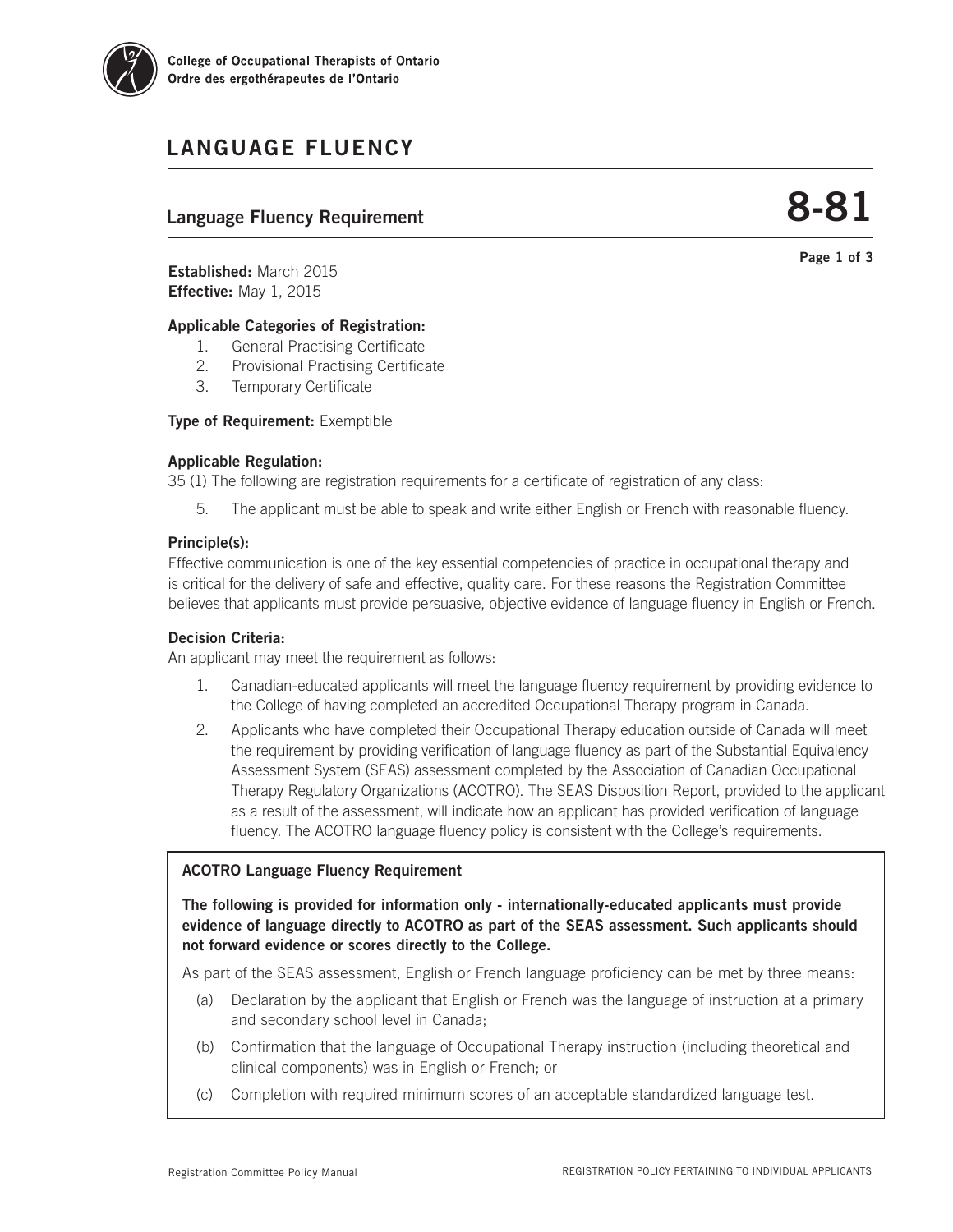College of Occupational Therapists of Ontario
Ordre des ergothérapeutes de l'Ontario

# LANGUAGE FLUENCY

## Language Fluency Requirement **8-81**

**Established:** March 2015
**Effective:** May 1, 2015

**Applicable Categories of Registration:**

1. General Practising Certificate
2. Provisional Practising Certificate
3. Temporary Certificate

**Type of Requirement:** Exemptible

**Applicable Regulation:**

35 (1) The following are registration requirements for a certificate of registration of any class:

5. The applicant must be able to speak and write either English or French with reasonable fluency.

**Principle(s):**

Effective communication is one of the key essential competencies of practice in occupational therapy and is critical for the delivery of safe and effective, quality care. For these reasons the Registration Committee believes that applicants must provide persuasive, objective evidence of language fluency in English or French.

**Decision Criteria:**

An applicant may meet the requirement as follows:

1. Canadian-educated applicants will meet the language fluency requirement by providing evidence to the College of having completed an accredited Occupational Therapy program in Canada.
2. Applicants who have completed their Occupational Therapy education outside of Canada will meet the requirement by providing verification of language fluency as part of the Substantial Equivalency Assessment System (SEAS) assessment completed by the Association of Canadian Occupational Therapy Regulatory Organizations (ACOTRO). The SEAS Disposition Report, provided to the applicant as a result of the assessment, will indicate how an applicant has provided verification of language fluency. The ACOTRO language fluency policy is consistent with the College's requirements.

**ACOTRO Language Fluency Requirement**

**The following is provided for information only - internationally-educated applicants must provide evidence of language directly to ACOTRO as part of the SEAS assessment. Such applicants should not forward evidence or scores directly to the College.**

As part of the SEAS assessment, English or French language proficiency can be met by three means:

(a) Declaration by the applicant that English or French was the language of instruction at a primary and secondary school level in Canada;

(b) Confirmation that the language of Occupational Therapy instruction (including theoretical and clinical components) was in English or French; or

(c) Completion with required minimum scores of an acceptable standardized language test.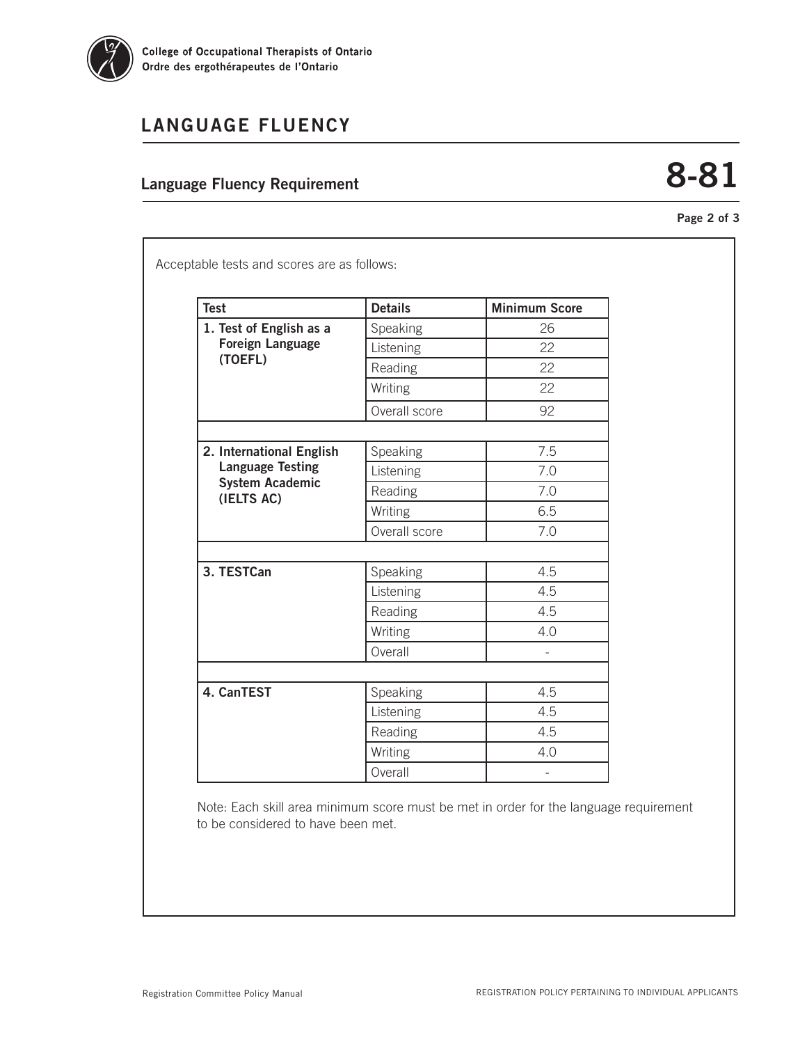# LANGUAGE FLUENCY

## Language Fluency Requirement 8-81

Acceptable tests and scores are as follows:

| Test | Details | Minimum Score |
|---|---|---|
| **1. Test of English as a Foreign Language (TOEFL)** | Speaking | 26 |
| | Listening | 22 |
| | Reading | 22 |
| | Writing | 22 |
| | Overall score | 92 |
| | | |
| **2. International English Language Testing System Academic (IELTS AC)** | Speaking | 7.5 |
| | Listening | 7.0 |
| | Reading | 7.0 |
| | Writing | 6.5 |
| | Overall score | 7.0 |
| | | |
| **3. TESTCan** | Speaking | 4.5 |
| | Listening | 4.5 |
| | Reading | 4.5 |
| | Writing | 4.0 |
| | Overall | - |
| | | |
| **4. CanTEST** | Speaking | 4.5 |
| | Listening | 4.5 |
| | Reading | 4.5 |
| | Writing | 4.0 |
| | Overall | - |

Note: Each skill area minimum score must be met in order for the language requirement to be considered to have been met.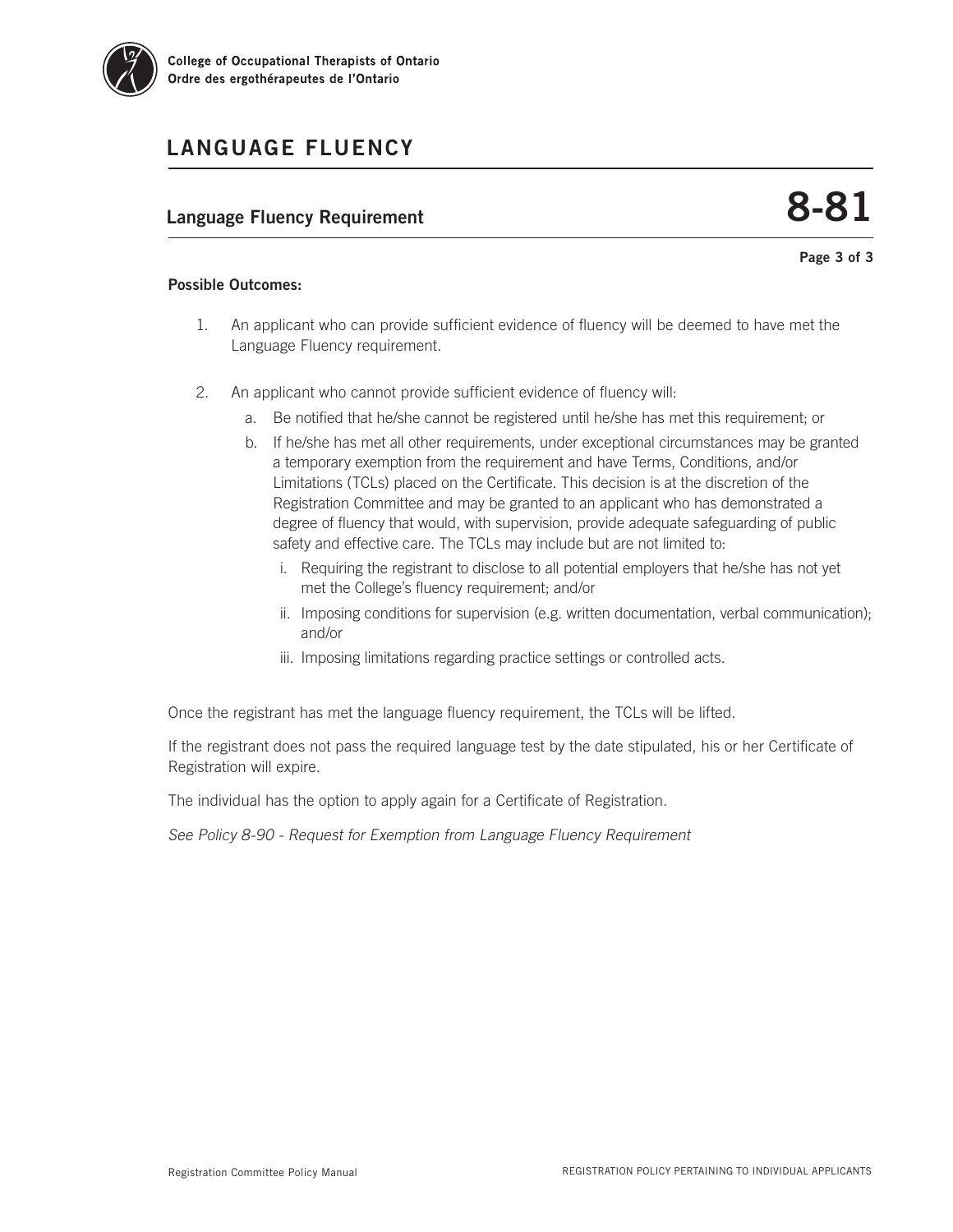# LANGUAGE FLUENCY

## Language Fluency Requirement **8-81**

**Possible Outcomes:**

1. An applicant who can provide sufficient evidence of fluency will be deemed to have met the Language Fluency requirement.

2. An applicant who cannot provide sufficient evidence of fluency will:
   a. Be notified that he/she cannot be registered until he/she has met this requirement; or
   b. If he/she has met all other requirements, under exceptional circumstances may be granted a temporary exemption from the requirement and have Terms, Conditions, and/or Limitations (TCLs) placed on the Certificate. This decision is at the discretion of the Registration Committee and may be granted to an applicant who has demonstrated a degree of fluency that would, with supervision, provide adequate safeguarding of public safety and effective care. The TCLs may include but are not limited to:
      i. Requiring the registrant to disclose to all potential employers that he/she has not yet met the College's fluency requirement; and/or
      ii. Imposing conditions for supervision (e.g. written documentation, verbal communication); and/or
      iii. Imposing limitations regarding practice settings or controlled acts.

Once the registrant has met the language fluency requirement, the TCLs will be lifted.

If the registrant does not pass the required language test by the date stipulated, his or her Certificate of Registration will expire.

The individual has the option to apply again for a Certificate of Registration.

*See Policy 8-90 - Request for Exemption from Language Fluency Requirement*